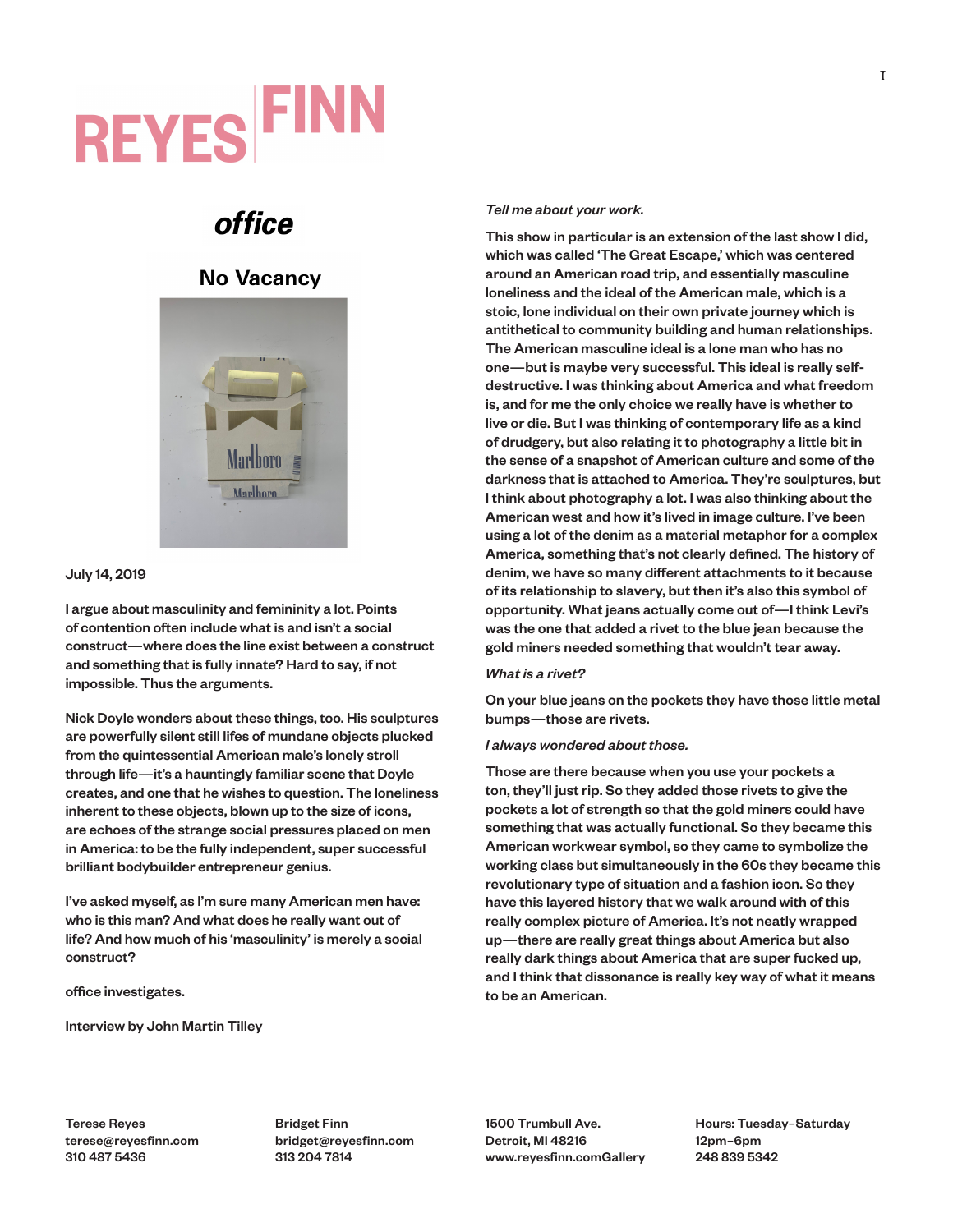# REYES | FINN

## office

### No Vacancy

July 14, 2019

I argue about masculinity and femininity a lot. Points of contention often include what is and isn't a social construct—where does the line exist between a construct and something that is fully innate? Hard to say, if not impossible. Thus the arguments.

Nick Doyle wonders about these things, too. His sculptures are powerfully silent still lifes of mundane objects plucked from the quintessential American male's lonely stroll through life—it's a hauntingly familiar scene that Doyle creates, and one that he wishes to question. The loneliness inherent to these objects, blown up to the size of icons, are echoes of the strange social pressures placed on men in America: to be the fully independent, super successful brilliant bodybuilder entrepreneur genius.

I've asked myself, as I'm sure many American men have: who is this man? And what does he really want out of life? And how much of his 'masculinity' is merely a social construct?

office investigates.

Interview by John Martin Tilley

*Tell me about your work.*

This show in particular is an extension of the last show I did, which was called 'The Great Escape,' which was centered around an American road trip, and essentially masculine loneliness and the ideal of the American male, which is a stoic, lone individual on their own private journey which is antithetical to community building and human relationships. The American masculine ideal is a lone man who has no one—but is maybe very successful. This ideal is really self-destructive. I was thinking about America and what freedom is, and for me the only choice we really have is whether to live or die. But I was thinking of contemporary life as a kind of drudgery, but also relating it to photography a little bit in the sense of a snapshot of American culture and some of the darkness that is attached to America. They're sculptures, but I think about photography a lot. I was also thinking about the American west and how it's lived in image culture. I've been using a lot of the denim as a material metaphor for a complex America, something that's not clearly defined. The history of denim, we have so many different attachments to it because of its relationship to slavery, but then it's also this symbol of opportunity. What jeans actually come out of—I think Levi's was the one that added a rivet to the blue jean because the gold miners needed something that wouldn't tear away.

*What is a rivet?*

On your blue jeans on the pockets they have those little metal bumps—those are rivets.

*I always wondered about those.*

Those are there because when you use your pockets a ton, they'll just rip. So they added those rivets to give the pockets a lot of strength so that the gold miners could have something that was actually functional. So they became this American workwear symbol, so they came to symbolize the working class but simultaneously in the 60s they became this revolutionary type of situation and a fashion icon. So they have this layered history that we walk around with of this really complex picture of America. It's not neatly wrapped up—there are really great things about America but also really dark things about America that are super fucked up, and I think that dissonance is really key way of what it means to be an American.

Terese Reyes
terese@reyesfinn.com
310 487 5436

Bridget Finn
bridget@reyesfinn.com
313 204 7814

1500 Trumbull Ave.
Detroit, MI 48216
www.reyesfinn.comGallery

Hours: Tuesday–Saturday
12pm–6pm
248 839 5342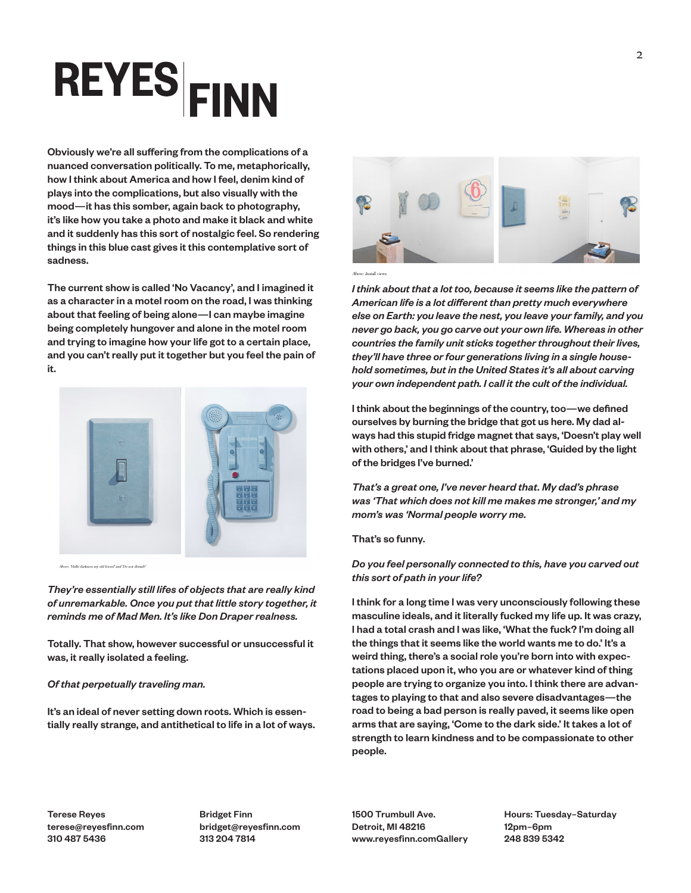Obviously we're all suffering from the complications of a nuanced conversation politically. To me, metaphorically, how I think about America and how I feel, denim kind of plays into the complications, but also visually with the mood—it has this somber, again back to photography, it's like how you take a photo and make it black and white and it suddenly has this sort of nostalgic feel. So rendering things in this blue cast gives it this contemplative sort of sadness.

The current show is called 'No Vacancy', and I imagined it as a character in a motel room on the road, I was thinking about that feeling of being alone—I can maybe imagine being completely hungover and alone in the motel room and trying to imagine how your life got to a certain place, and you can't really put it together but you feel the pain of it.

Above: 'Hello darkness my old friend' and 'Do not disturb'

*They're essentially still lifes of objects that are really kind of unremarkable. Once you put that little story together, it reminds me of Mad Men. It's like Don Draper realness.*

Totally. That show, however successful or unsuccessful it was, it really isolated a feeling.

*Of that perpetually traveling man.*

It's an ideal of never setting down roots. Which is essentially really strange, and antithetical to life in a lot of ways.

Above: Install views

*I think about that a lot too, because it seems like the pattern of American life is a lot different than pretty much everywhere else on Earth: you leave the nest, you leave your family, and you never go back, you go carve out your own life. Whereas in other countries the family unit sticks together throughout their lives, they'll have three or four generations living in a single household sometimes, but in the United States it's all about carving your own independent path. I call it the cult of the individual.*

I think about the beginnings of the country, too—we defined ourselves by burning the bridge that got us here. My dad always had this stupid fridge magnet that says, 'Doesn't play well with others,' and I think about that phrase, 'Guided by the light of the bridges I've burned.'

*That's a great one, I've never heard that. My dad's phrase was 'That which does not kill me makes me stronger,' and my mom's was 'Normal people worry me.*

That's so funny.

*Do you feel personally connected to this, have you carved out this sort of path in your life?*

I think for a long time I was very unconsciously following these masculine ideals, and it literally fucked my life up. It was crazy, I had a total crash and I was like, 'What the fuck? I'm doing all the things that it seems like the world wants me to do.' It's a weird thing, there's a social role you're born into with expectations placed upon it, who you are or whatever kind of thing people are trying to organize you into. I think there are advantages to playing to that and also severe disadvantages—the road to being a bad person is really paved, it seems like open arms that are saying, 'Come to the dark side.' It takes a lot of strength to learn kindness and to be compassionate to other people.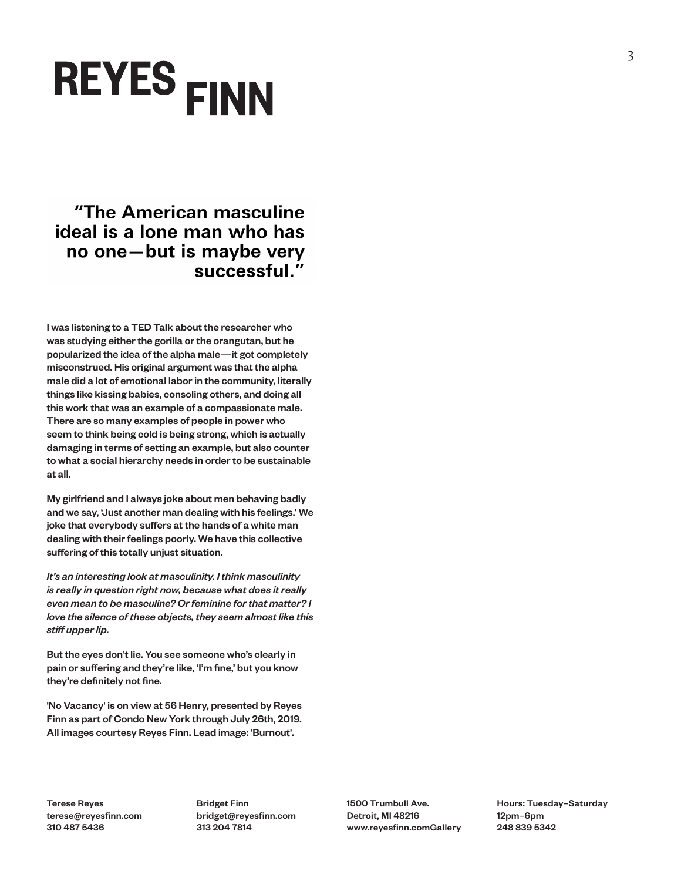# REYES FINN

> **"The American masculine ideal is a lone man who has no one—but is maybe very successful."**

**I was listening to a TED Talk about the researcher who was studying either the gorilla or the orangutan, but he popularized the idea of the alpha male—it got completely misconstrued. His original argument was that the alpha male did a lot of emotional labor in the community, literally things like kissing babies, consoling others, and doing all this work that was an example of a compassionate male. There are so many examples of people in power who seem to think being cold is being strong, which is actually damaging in terms of setting an example, but also counter to what a social hierarchy needs in order to be sustainable at all.**

**My girlfriend and I always joke about men behaving badly and we say, 'Just another man dealing with his feelings.' We joke that everybody suffers at the hands of a white man dealing with their feelings poorly. We have this collective suffering of this totally unjust situation.**

***It's an interesting look at masculinity. I think masculinity is really in question right now, because what does it really even mean to be masculine? Or feminine for that matter? I love the silence of these objects, they seem almost like this stiff upper lip.***

**But the eyes don't lie. You see someone who's clearly in pain or suffering and they're like, 'I'm fine,' but you know they're definitely not fine.**

**'No Vacancy' is on view at 56 Henry, presented by Reyes Finn as part of Condo New York through July 26th, 2019. All images courtesy Reyes Finn. Lead image: 'Burnout'.**

Terese Reyes
terese@reyesfinn.com
310 487 5436

Bridget Finn
bridget@reyesfinn.com
313 204 7814

1500 Trumbull Ave.
Detroit, MI 48216
www.reyesfinn.comGallery

Hours: Tuesday–Saturday
12pm–6pm
248 839 5342